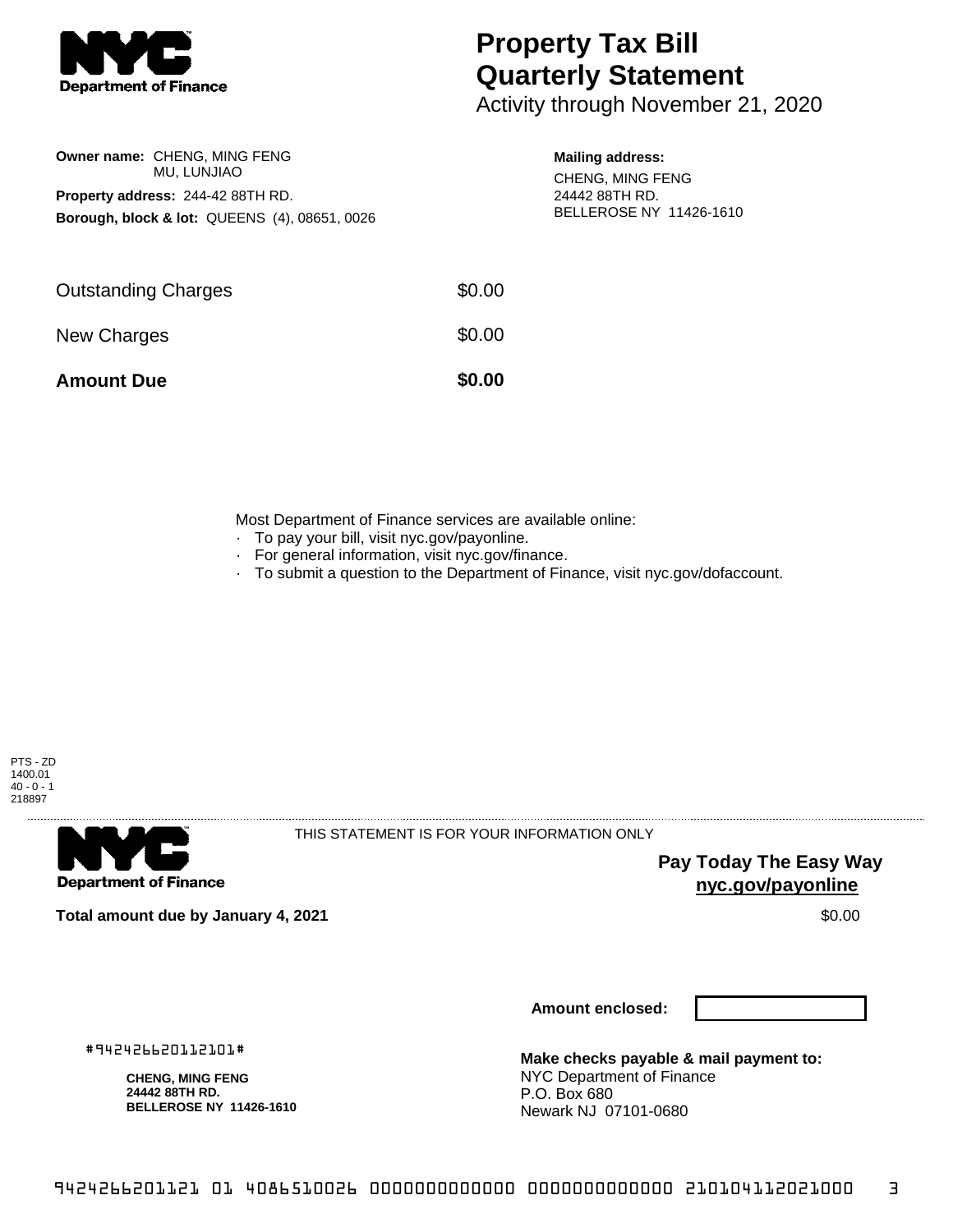**Department of Finance**

# Property Tax Bill Quarterly Statement

Activity through November 21, 2020

**Owner name:** CHENG, MING FENG
MU, LUNJIAO

**Property address:** 244-42 88TH RD.

**Borough, block & lot:** QUEENS (4), 08651, 0026

**Mailing address:**
CHENG, MING FENG
24442 88TH RD.
BELLEROSE NY 11426-1610

| | |
|---|---|
| Outstanding Charges | $0.00 |
| New Charges | $0.00 |
| **Amount Due** | **$0.00** |

Most Department of Finance services are available online:

- To pay your bill, visit nyc.gov/payonline.
- For general information, visit nyc.gov/finance.
- To submit a question to the Department of Finance, visit nyc.gov/dofaccount.

PTS - ZD
1400.01
40 - 0 - 1
218897

**Department of Finance**

THIS STATEMENT IS FOR YOUR INFORMATION ONLY

**Pay Today The Easy Way**
**nyc.gov/payonline**

**Total amount due by January 4, 2021** $0.00

**Amount enclosed:**

#942426620112101#

**CHENG, MING FENG**
**24442 88TH RD.**
**BELLEROSE NY 11426-1610**

**Make checks payable & mail payment to:**
NYC Department of Finance
P.O. Box 680
Newark NJ 07101-0680

9424266201121 01 4086510026 0000000000000 0000000000000 210104112021000 3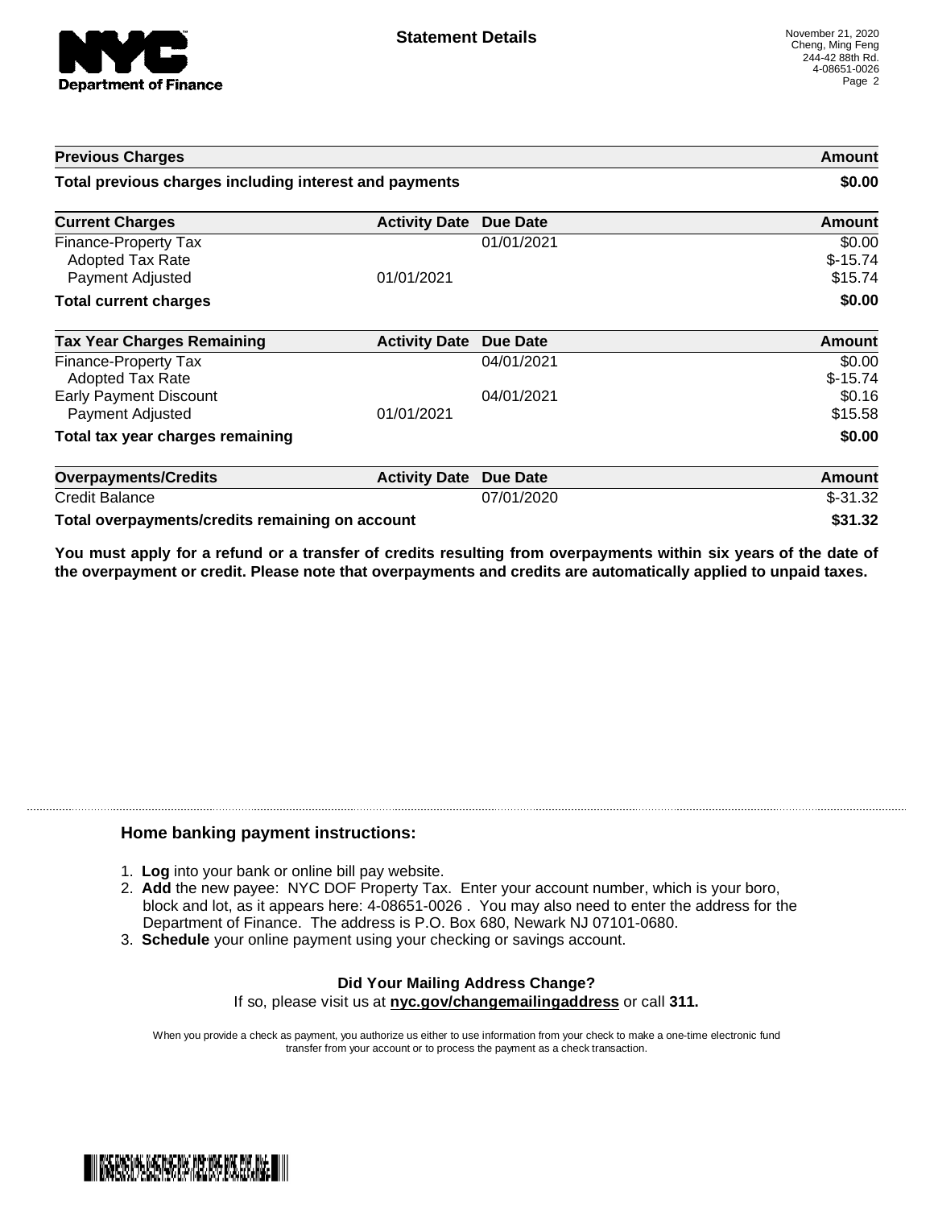# Statement Details

November 21, 2020
Cheng, Ming Feng
244-42 88th Rd.
4-08651-0026

| Previous Charges | | | Amount |
|---|---|---|---|
| **Total previous charges including interest and payments** | | | **$0.00** |

| Current Charges | Activity Date | Due Date | Amount |
|---|---|---|---|
| Finance-Property Tax | | 01/01/2021 | $0.00 |
| Adopted Tax Rate | | | $-15.74 |
| Payment Adjusted | 01/01/2021 | | $15.74 |
| **Total current charges** | | | **$0.00** |

| Tax Year Charges Remaining | Activity Date | Due Date | Amount |
|---|---|---|---|
| Finance-Property Tax | | 04/01/2021 | $0.00 |
| Adopted Tax Rate | | | $-15.74 |
| Early Payment Discount | | 04/01/2021 | $0.16 |
| Payment Adjusted | 01/01/2021 | | $15.58 |
| **Total tax year charges remaining** | | | **$0.00** |

| Overpayments/Credits | Activity Date | Due Date | Amount |
|---|---|---|---|
| Credit Balance | | 07/01/2020 | $-31.32 |
| **Total overpayments/credits remaining on account** | | | **$31.32** |

**You must apply for a refund or a transfer of credits resulting from overpayments within six years of the date of the overpayment or credit. Please note that overpayments and credits are automatically applied to unpaid taxes.**

## Home banking payment instructions:

1. **Log** into your bank or online bill pay website.
2. **Add** the new payee: NYC DOF Property Tax. Enter your account number, which is your boro, block and lot, as it appears here: 4-08651-0026 . You may also need to enter the address for the Department of Finance. The address is P.O. Box 680, Newark NJ 07101-0680.
3. **Schedule** your online payment using your checking or savings account.

**Did Your Mailing Address Change?**

If so, please visit us at **nyc.gov/changemailingaddress** or call **311.**

When you provide a check as payment, you authorize us either to use information from your check to make a one-time electronic fund transfer from your account or to process the payment as a check transaction.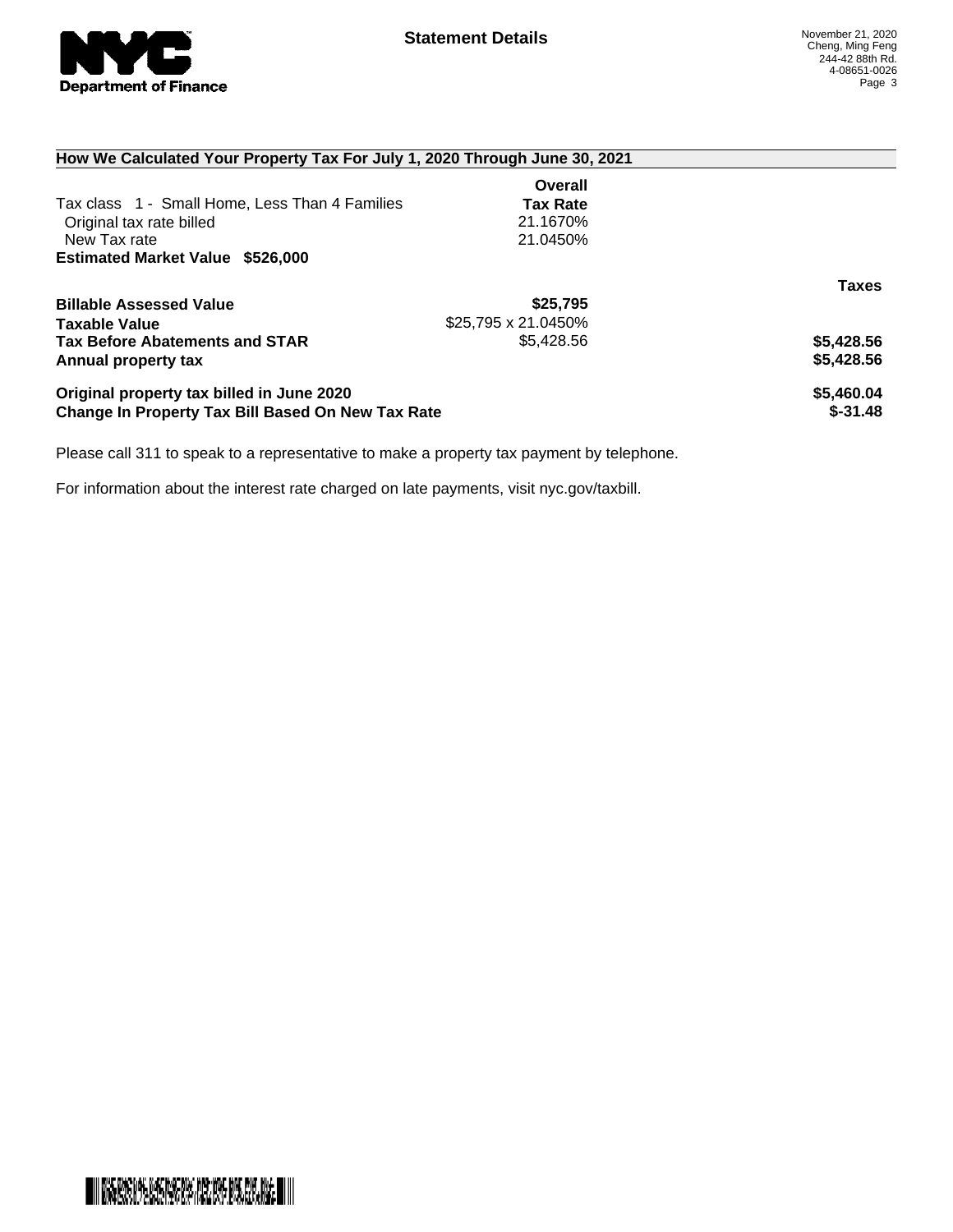## Statement Details

November 21, 2020
Cheng, Ming Feng
244-42 88th Rd.
4-08651-0026

### How We Calculated Your Property Tax For July 1, 2020 Through June 30, 2021

| | Overall Tax Rate | |
|---|---|---|
| Tax class 1 - Small Home, Less Than 4 Families | | |
| Original tax rate billed | 21.1670% | |
| New Tax rate | 21.0450% | |
| **Estimated Market Value $526,000** | | |
| | | **Taxes** |
| **Billable Assessed Value** | **$25,795** | |
| **Taxable Value** | $25,795 x 21.0450% | |
| **Tax Before Abatements and STAR** | $5,428.56 | **$5,428.56** |
| **Annual property tax** | | **$5,428.56** |
| **Original property tax billed in June 2020** | | **$5,460.04** |
| **Change In Property Tax Bill Based On New Tax Rate** | | **$-31.48** |

Please call 311 to speak to a representative to make a property tax payment by telephone.

For information about the interest rate charged on late payments, visit nyc.gov/taxbill.